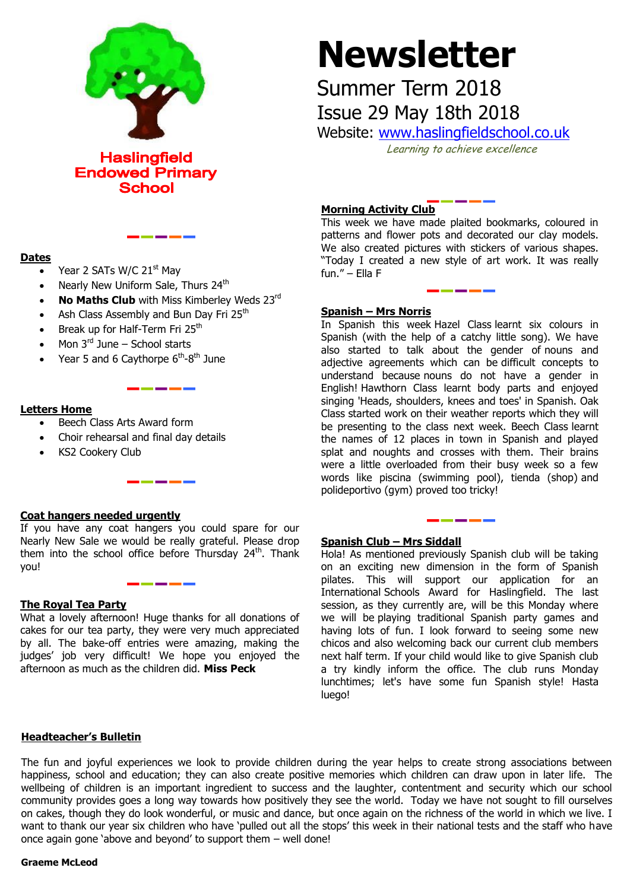Haslingfield Endowed Primary School

# Newsletter

Summer Term 2018

Issue 29 May 18th 2018

Website: [www.haslingfieldschool.co.uk](http://www.haslingfieldschool.co.uk)

*Learning to achieve excellence*

## Dates

- Year 2 SATs W/C 21st May
- Nearly New Uniform Sale, Thurs 24th
- **No Maths Club** with Miss Kimberley Weds 23rd
- Ash Class Assembly and Bun Day Fri 25th
- Break up for Half-Term Fri 25th
- Mon 3rd June – School starts
- Year 5 and 6 Caythorpe 6th-8th June

## Letters Home

- Beech Class Arts Award form
- Choir rehearsal and final day details
- KS2 Cookery Club

## Coat hangers needed urgently

If you have any coat hangers you could spare for our Nearly New Sale we would be really grateful. Please drop them into the school office before Thursday 24th. Thank you!

## The Royal Tea Party

What a lovely afternoon! Huge thanks for all donations of cakes for our tea party, they were very much appreciated by all. The bake-off entries were amazing, making the judges' job very difficult! We hope you enjoyed the afternoon as much as the children did. **Miss Peck**

## Morning Activity Club

This week we have made plaited bookmarks, coloured in patterns and flower pots and decorated our clay models. We also created pictures with stickers of various shapes. "Today I created a new style of art work. It was really fun." – Ella F

## Spanish – Mrs Norris

In Spanish this week Hazel Class learnt six colours in Spanish (with the help of a catchy little song). We have also started to talk about the gender of nouns and adjective agreements which can be difficult concepts to understand because nouns do not have a gender in English! Hawthorn Class learnt body parts and enjoyed singing 'Heads, shoulders, knees and toes' in Spanish. Oak Class started work on their weather reports which they will be presenting to the class next week. Beech Class learnt the names of 12 places in town in Spanish and played splat and noughts and crosses with them. Their brains were a little overloaded from their busy week so a few words like piscina (swimming pool), tienda (shop) and polideportivo (gym) proved too tricky!

## Spanish Club – Mrs Siddall

Hola! As mentioned previously Spanish club will be taking on an exciting new dimension in the form of Spanish pilates. This will support our application for an International Schools Award for Haslingfield. The last session, as they currently are, will be this Monday where we will be playing traditional Spanish party games and having lots of fun. I look forward to seeing some new chicos and also welcoming back our current club members next half term. If your child would like to give Spanish club a try kindly inform the office. The club runs Monday lunchtimes; let's have some fun Spanish style! Hasta luego!

## Headteacher's Bulletin

The fun and joyful experiences we look to provide children during the year helps to create strong associations between happiness, school and education; they can also create positive memories which children can draw upon in later life. The wellbeing of children is an important ingredient to success and the laughter, contentment and security which our school community provides goes a long way towards how positively they see the world. Today we have not sought to fill ourselves on cakes, though they do look wonderful, or music and dance, but once again on the richness of the world in which we live. I want to thank our year six children who have 'pulled out all the stops' this week in their national tests and the staff who have once again gone 'above and beyond' to support them – well done!

**Graeme McLeod**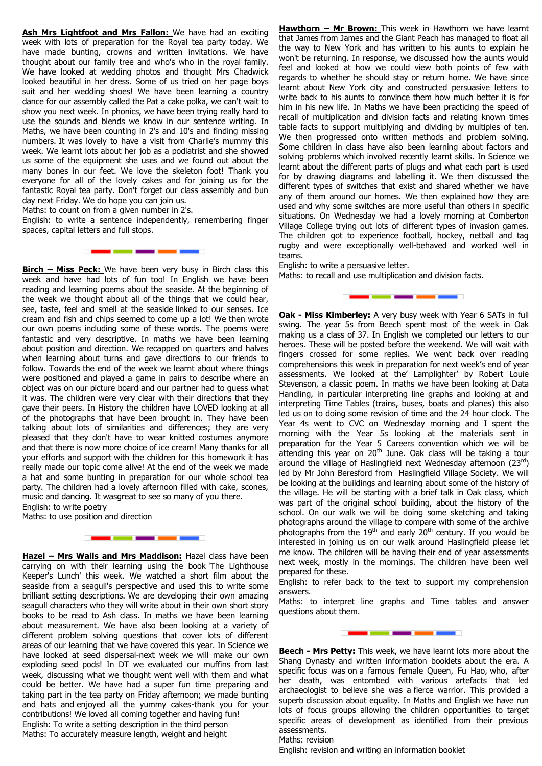**Ash Mrs Lightfoot and Mrs Fallon:** We have had an exciting week with lots of preparation for the Royal tea party today. We have made bunting, crowns and written invitations. We have thought about our family tree and who's who in the royal family. We have looked at wedding photos and thought Mrs Chadwick looked beautiful in her dress. Some of us tried on her page boys suit and her wedding shoes! We have been learning a country dance for our assembly called the Pat a cake polka, we can't wait to show you next week. In phonics, we have been trying really hard to use the sounds and blends we know in our sentence writing. In Maths, we have been counting in 2's and 10's and finding missing numbers. It was lovely to have a visit from Charlie's mummy this week. We learnt lots about her job as a podiatrist and she showed us some of the equipment she uses and we found out about the many bones in our feet. We love the skeleton foot! Thank you everyone for all of the lovely cakes and for joining us for the fantastic Royal tea party. Don't forget our class assembly and bun day next Friday. We do hope you can join us.

Maths: to count on from a given number in 2's.

English: to write a sentence independently, remembering finger spaces, capital letters and full stops.

**Birch – Miss Peck:** We have been very busy in Birch class this week and have had lots of fun too! In English we have been reading and learning poems about the seaside. At the beginning of the week we thought about all of the things that we could hear, see, taste, feel and smell at the seaside linked to our senses. Ice cream and fish and chips seemed to come up a lot! We then wrote our own poems including some of these words. The poems were fantastic and very descriptive. In maths we have been learning about position and direction. We recapped on quarters and halves when learning about turns and gave directions to our friends to follow. Towards the end of the week we learnt about where things were positioned and played a game in pairs to describe where an object was on our picture board and our partner had to guess what it was. The children were very clear with their directions that they gave their peers. In History the children have LOVED looking at all of the photographs that have been brought in. They have been talking about lots of similarities and differences; they are very pleased that they don't have to wear knitted costumes anymore and that there is now more choice of ice cream! Many thanks for all your efforts and support with the children for this homework it has really made our topic come alive! At the end of the week we made a hat and some bunting in preparation for our whole school tea party. The children had a lovely afternoon filled with cake, scones, music and dancing. It wasgreat to see so many of you there.

English: to write poetry

Maths: to use position and direction

**Hazel – Mrs Walls and Mrs Maddison:** Hazel class have been carrying on with their learning using the book 'The Lighthouse Keeper's Lunch' this week. We watched a short film about the seaside from a seagull's perspective and used this to write some brilliant setting descriptions. We are developing their own amazing seagull characters who they will write about in their own short story books to be read to Ash class. In maths we have been learning about measurement. We have also been looking at a variety of different problem solving questions that cover lots of different areas of our learning that we have covered this year. In Science we have looked at seed dispersal-next week we will make our own exploding seed pods! In DT we evaluated our muffins from last week, discussing what we thought went well with them and what could be better. We have had a super fun time preparing and taking part in the tea party on Friday afternoon; we made bunting and hats and enjoyed all the yummy cakes-thank you for your contributions! We loved all coming together and having fun!

English: To write a setting description in the third person

Maths: To accurately measure length, weight and height

**Hawthorn – Mr Brown:** This week in Hawthorn we have learnt that James from James and the Giant Peach has managed to float all the way to New York and has written to his aunts to explain he won't be returning. In response, we discussed how the aunts would feel and looked at how we could view both points of few with regards to whether he should stay or return home. We have since learnt about New York city and constructed persuasive letters to write back to his aunts to convince them how much better it is for him in his new life. In Maths we have been practicing the speed of recall of multiplication and division facts and relating known times table facts to support multiplying and dividing by multiples of ten. We then progressed onto written methods and problem solving. Some children in class have also been learning about factors and solving problems which involved recently learnt skills. In Science we learnt about the different parts of plugs and what each part is used for by drawing diagrams and labelling it. We then discussed the different types of switches that exist and shared whether we have any of them around our homes. We then explained how they are used and why some switches are more useful than others in specific situations. On Wednesday we had a lovely morning at Comberton Village College trying out lots of different types of invasion games. The children got to experience football, hockey, netball and tag rugby and were exceptionally well-behaved and worked well in teams.

English: to write a persuasive letter.

Maths: to recall and use multiplication and division facts.

**Oak - Miss Kimberley:** A very busy week with Year 6 SATs in full swing. The year 5s from Beech spent most of the week in Oak making us a class of 37. In English we completed our letters to our heroes. These will be posted before the weekend. We will wait with fingers crossed for some replies. We went back over reading comprehensions this week in preparation for next week's end of year assessments. We looked at the' Lamplighter' by Robert Louie Stevenson, a classic poem. In maths we have been looking at Data Handling, in particular interpreting line graphs and looking at and interpreting Time Tables (trains, buses, boats and planes) this also led us on to doing some revision of time and the 24 hour clock. The Year 4s went to CVC on Wednesday morning and I spent the morning with the Year 5s looking at the materials sent in preparation for the Year 5 Careers convention which we will be attending this year on 20th June. Oak class will be taking a tour around the village of Haslingfield next Wednesday afternoon (23rd) led by Mr John Beresford from Haslingfield Village Society. We will be looking at the buildings and learning about some of the history of the village. He will be starting with a brief talk in Oak class, which was part of the original school building, about the history of the school. On our walk we will be doing some sketching and taking photographs around the village to compare with some of the archive photographs from the 19th and early 20th century. If you would be interested in joining us on our walk around Haslingfield please let me know. The children will be having their end of year assessments next week, mostly in the mornings. The children have been well prepared for these.

English: to refer back to the text to support my comprehension answers.

Maths: to interpret line graphs and Time tables and answer questions about them.

**Beech - Mrs Petty:** This week, we have learnt lots more about the Shang Dynasty and written information booklets about the era. A specific focus was on a famous female Queen, Fu Hao, who, after her death, was entombed with various artefacts that led archaeologist to believe she was a fierce warrior. This provided a superb discussion about equality. In Maths and English we have run lots of focus groups allowing the children opportunities to target specific areas of development as identified from their previous assessments.

Maths: revision

English: revision and writing an information booklet